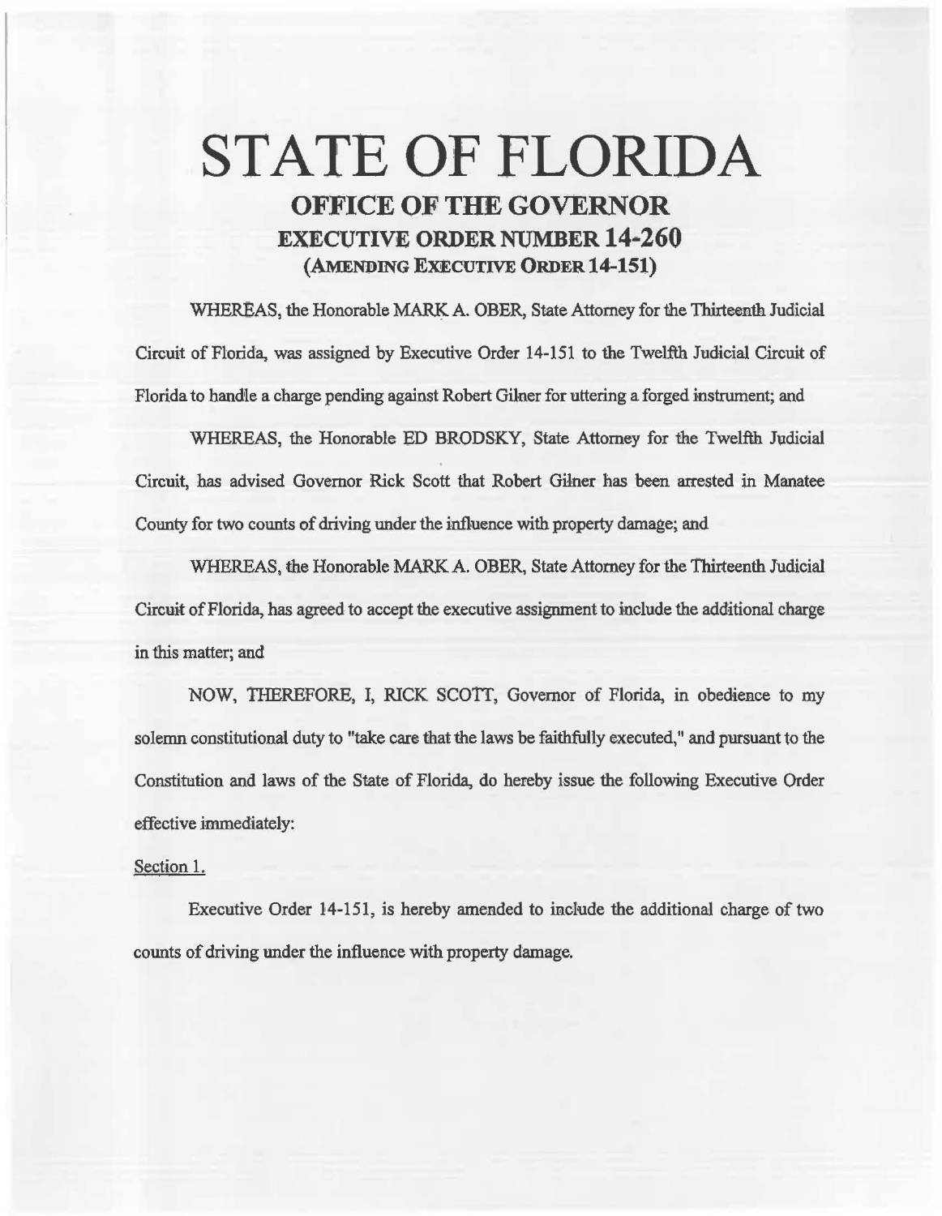# STATE OF FLORIDA

## OFFICE OF THE GOVERNOR

## EXECUTIVE ORDER NUMBER 14-260

### (AMENDING EXECUTIVE ORDER 14-151)

WHEREAS, the Honorable MARK A. OBER, State Attorney for the Thirteenth Judicial Circuit of Florida, was assigned by Executive Order 14-151 to the Twelfth Judicial Circuit of Florida to handle a charge pending against Robert Gilner for uttering a forged instrument; and

WHEREAS, the Honorable ED BRODSKY, State Attorney for the Twelfth Judicial Circuit, has advised Governor Rick Scott that Robert Gilner has been arrested in Manatee County for two counts of driving under the influence with property damage; and

WHEREAS, the Honorable MARK A. OBER, State Attorney for the Thirteenth Judicial Circuit of Florida, has agreed to accept the executive assignment to include the additional charge in this matter; and

NOW, THEREFORE, I, RICK SCOTT, Governor of Florida, in obedience to my solemn constitutional duty to "take care that the laws be faithfully executed," and pursuant to the Constitution and laws of the State of Florida, do hereby issue the following Executive Order effective immediately:

Section 1.

Executive Order 14-151, is hereby amended to include the additional charge of two counts of driving under the influence with property damage.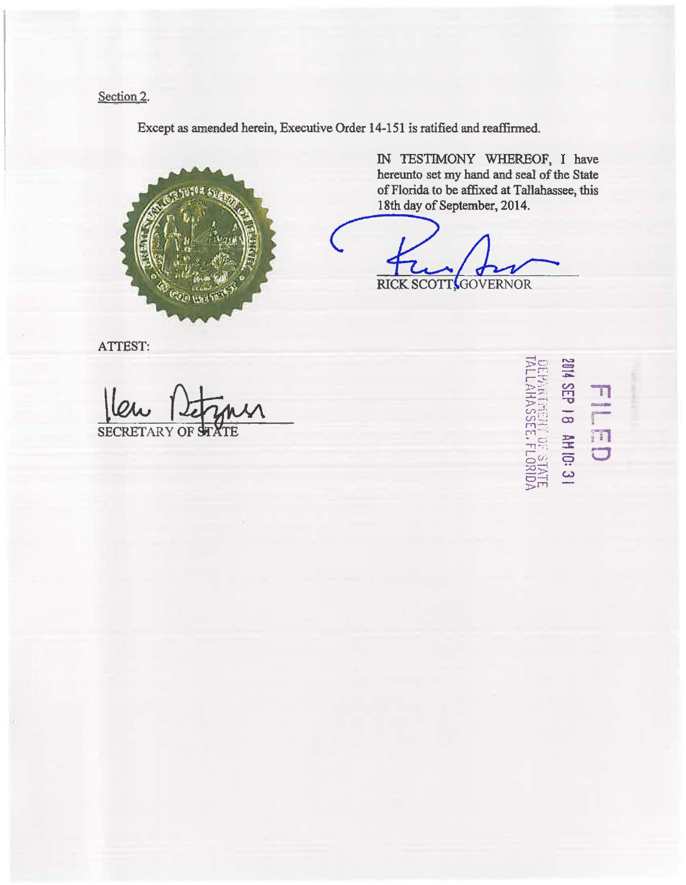Section 2.

Except as amended herein, Executive Order 14-151 is ratified and reaffirmed.

IN TESTIMONY WHEREOF, I have hereunto set my hand and seal of the State of Florida to be affixed at Tallahassee, this 18th day of September, 2014.

RICK SCOTT, GOVERNOR

ATTEST:

SECRETARY OF STATE

FILED

2014 SEP 18 AM 10:31

DEPARTMENT OF STATE
TALLAHASSEE, FLORIDA